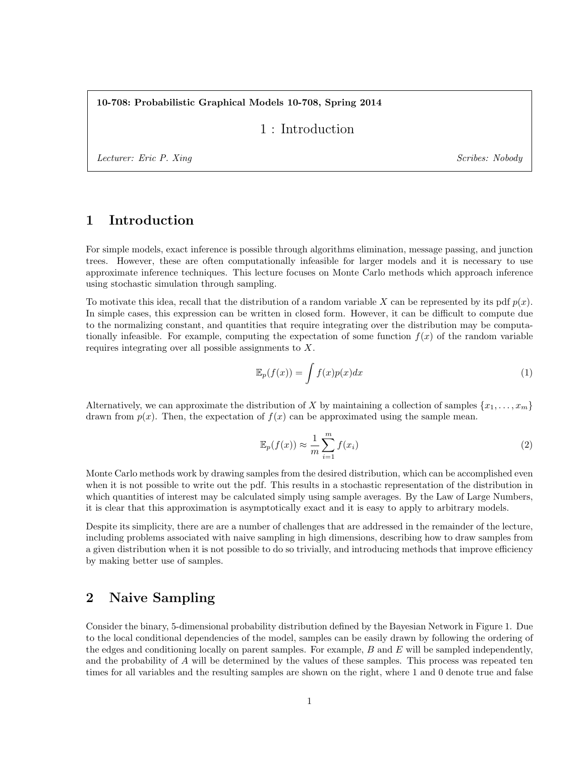**10-708: Probabilistic Graphical Models 10-708, Spring 2014**

# 1 : Introduction

*Lecturer: Eric P. Xing* *Scribes: Nobody*

## 1 Introduction

For simple models, exact inference is possible through algorithms elimination, message passing, and junction trees. However, these are often computationally infeasible for larger models and it is necessary to use approximate inference techniques. This lecture focuses on Monte Carlo methods which approach inference using stochastic simulation through sampling.

To motivate this idea, recall that the distribution of a random variable $X$ can be represented by its pdf $p(x)$. In simple cases, this expression can be written in closed form. However, it can be difficult to compute due to the normalizing constant, and quantities that require integrating over the distribution may be computationally infeasible. For example, computing the expectation of some function $f(x)$ of the random variable requires integrating over all possible assignments to $X$.

$$\mathbb{E}_p(f(x)) = \int f(x)p(x)dx \tag{1}$$

Alternatively, we can approximate the distribution of $X$ by maintaining a collection of samples $\{x_1, \ldots, x_m\}$ drawn from $p(x)$. Then, the expectation of $f(x)$ can be approximated using the sample mean.

$$\mathbb{E}_p(f(x)) \approx \frac{1}{m}\sum_{i=1}^{m} f(x_i) \tag{2}$$

Monte Carlo methods work by drawing samples from the desired distribution, which can be accomplished even when it is not possible to write out the pdf. This results in a stochastic representation of the distribution in which quantities of interest may be calculated simply using sample averages. By the Law of Large Numbers, it is clear that this approximation is asymptotically exact and it is easy to apply to arbitrary models.

Despite its simplicity, there are are a number of challenges that are addressed in the remainder of the lecture, including problems associated with naive sampling in high dimensions, describing how to draw samples from a given distribution when it is not possible to do so trivially, and introducing methods that improve efficiency by making better use of samples.

## 2 Naive Sampling

Consider the binary, 5-dimensional probability distribution defined by the Bayesian Network in Figure 1. Due to the local conditional dependencies of the model, samples can be easily drawn by following the ordering of the edges and conditioning locally on parent samples. For example, $B$ and $E$ will be sampled independently, and the probability of $A$ will be determined by the values of these samples. This process was repeated ten times for all variables and the resulting samples are shown on the right, where 1 and 0 denote true and false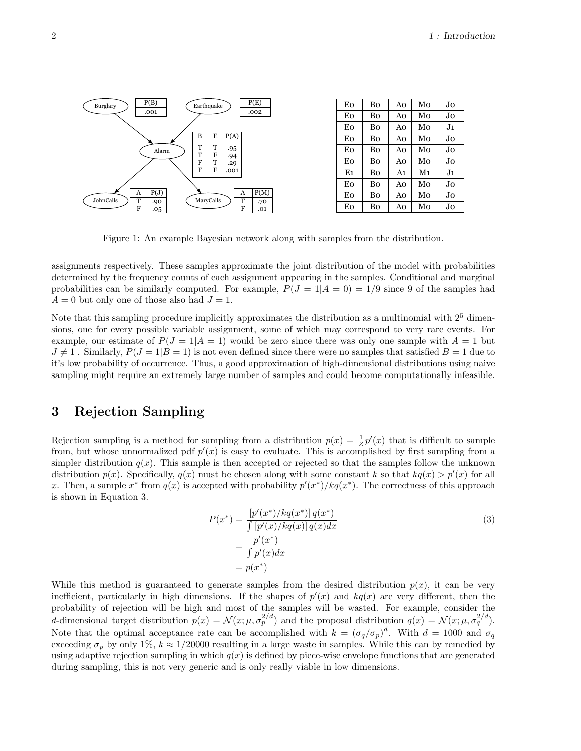| E0 | B0 | A0 | M0 | J0 |
|---|---|---|---|---|
| E0 | B0 | A0 | M0 | J0 |
| E0 | B0 | A0 | M0 | J1 |
| E0 | B0 | A0 | M0 | J0 |
| E0 | B0 | A0 | M0 | J0 |
| E0 | B0 | A0 | M0 | J0 |
| E1 | B0 | A1 | M1 | J1 |
| E0 | B0 | A0 | M0 | J0 |
| E0 | B0 | A0 | M0 | J0 |
| E0 | B0 | A0 | M0 | J0 |

Figure 1: An example Bayesian network along with samples from the distribution.

assignments respectively. These samples approximate the joint distribution of the model with probabilities determined by the frequency counts of each assignment appearing in the samples. Conditional and marginal probabilities can be similarly computed. For example, $P(J = 1|A = 0) = 1/9$ since 9 of the samples had $A = 0$ but only one of those also had $J = 1$.

Note that this sampling procedure implicitly approximates the distribution as a multinomial with $2^5$ dimensions, one for every possible variable assignment, some of which may correspond to very rare events. For example, our estimate of $P(J = 1|A = 1)$ would be zero since there was only one sample with $A = 1$ but $J \neq 1$ . Similarly, $P(J = 1|B = 1)$ is not even defined since there were no samples that satisfied $B = 1$ due to it's low probability of occurrence. Thus, a good approximation of high-dimensional distributions using naive sampling might require an extremely large number of samples and could become computationally infeasible.

## 3 Rejection Sampling

Rejection sampling is a method for sampling from a distribution $p(x) = \frac{1}{Z}p'(x)$ that is difficult to sample from, but whose unnormalized pdf $p'(x)$ is easy to evaluate. This is accomplished by first sampling from a simpler distribution $q(x)$. This sample is then accepted or rejected so that the samples follow the unknown distribution $p(x)$. Specifically, $q(x)$ must be chosen along with some constant $k$ so that $kq(x) > p'(x)$ for all $x$. Then, a sample $x^*$ from $q(x)$ is accepted with probability $p'(x^*)/kq(x^*)$. The correctness of this approach is shown in Equation 3.

$$
\begin{aligned}
P(x^*) &= \frac{[p'(x^*)/kq(x^*)]\, q(x^*)}{\int [p'(x)/kq(x)]\, q(x)dx} \\
&= \frac{p'(x^*)}{\int p'(x)dx} \\
&= p(x^*)
\end{aligned}
\tag{3}
$$

While this method is guaranteed to generate samples from the desired distribution $p(x)$, it can be very inefficient, particularly in high dimensions. If the shapes of $p'(x)$ and $kq(x)$ are very different, then the probability of rejection will be high and most of the samples will be wasted. For example, consider the $d$-dimensional target distribution $p(x) = \mathcal{N}(x; \mu, \sigma_p^{2/d})$ and the proposal distribution $q(x) = \mathcal{N}(x; \mu, \sigma_q^{2/d})$. Note that the optimal acceptance rate can be accomplished with $k = (\sigma_q/\sigma_p)^d$. With $d = 1000$ and $\sigma_q$ exceeding $\sigma_p$ by only 1%, $k \approx 1/20000$ resulting in a large waste in samples. While this can by remedied by using adaptive rejection sampling in which $q(x)$ is defined by piece-wise envelope functions that are generated during sampling, this is not very generic and is only really viable in low dimensions.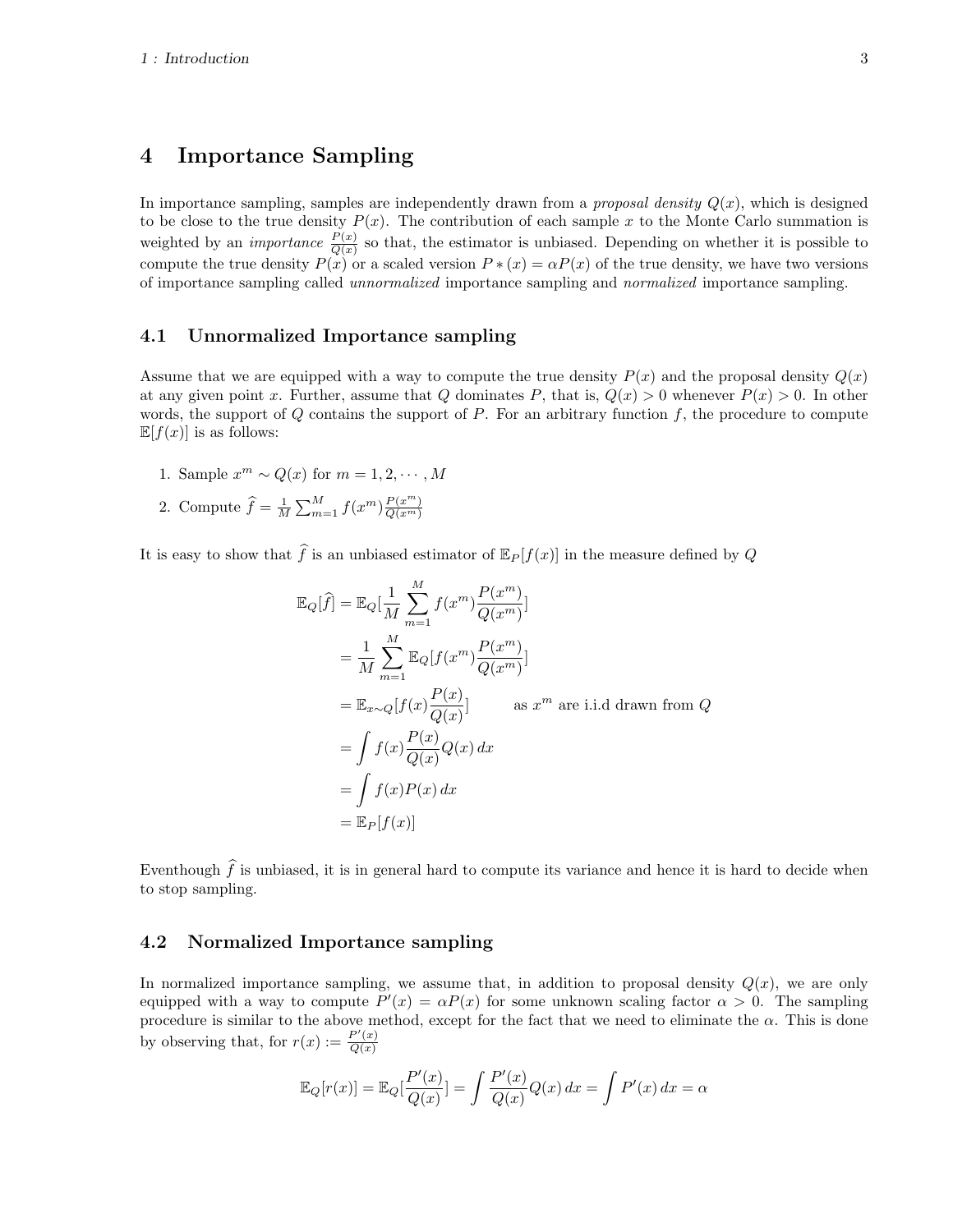# 4 Importance Sampling

In importance sampling, samples are independently drawn from a *proposal density* $Q(x)$, which is designed to be close to the true density $P(x)$. The contribution of each sample $x$ to the Monte Carlo summation is weighted by an *importance* $\frac{P(x)}{Q(x)}$ so that, the estimator is unbiased. Depending on whether it is possible to compute the true density $P(x)$ or a scaled version $P*(x) = \alpha P(x)$ of the true density, we have two versions of importance sampling called *unnormalized* importance sampling and *normalized* importance sampling.

## 4.1 Unnormalized Importance sampling

Assume that we are equipped with a way to compute the true density $P(x)$ and the proposal density $Q(x)$ at any given point $x$. Further, assume that $Q$ dominates $P$, that is, $Q(x) > 0$ whenever $P(x) > 0$. In other words, the support of $Q$ contains the support of $P$. For an arbitrary function $f$, the procedure to compute $\mathbb{E}[f(x)]$ is as follows:

1. Sample $x^m \sim Q(x)$ for $m = 1, 2, \cdots, M$
2. Compute $\widehat{f} = \frac{1}{M}\sum_{m=1}^{M} f(x^m)\frac{P(x^m)}{Q(x^m)}$

It is easy to show that $\widehat{f}$ is an unbiased estimator of $\mathbb{E}_P[f(x)]$ in the measure defined by $Q$

$$
\begin{aligned}
\mathbb{E}_Q[\widehat{f}] &= \mathbb{E}_Q[\frac{1}{M}\sum_{m=1}^{M} f(x^m)\frac{P(x^m)}{Q(x^m)}] \\
&= \frac{1}{M}\sum_{m=1}^{M} \mathbb{E}_Q[f(x^m)\frac{P(x^m)}{Q(x^m)}] \\
&= \mathbb{E}_{x \sim Q}[f(x)\frac{P(x)}{Q(x)}] \qquad \text{as } x^m \text{ are i.i.d drawn from } Q \\
&= \int f(x)\frac{P(x)}{Q(x)}Q(x)\,dx \\
&= \int f(x)P(x)\,dx \\
&= \mathbb{E}_P[f(x)]
\end{aligned}
$$

Eventhough $\widehat{f}$ is unbiased, it is in general hard to compute its variance and hence it is hard to decide when to stop sampling.

## 4.2 Normalized Importance sampling

In normalized importance sampling, we assume that, in addition to proposal density $Q(x)$, we are only equipped with a way to compute $P'(x) = \alpha P(x)$ for some unknown scaling factor $\alpha > 0$. The sampling procedure is similar to the above method, except for the fact that we need to eliminate the $\alpha$. This is done by observing that, for $r(x) := \frac{P'(x)}{Q(x)}$

$$
\mathbb{E}_Q[r(x)] = \mathbb{E}_Q[\frac{P'(x)}{Q(x)}] = \int \frac{P'(x)}{Q(x)}Q(x)\,dx = \int P'(x)\,dx = \alpha
$$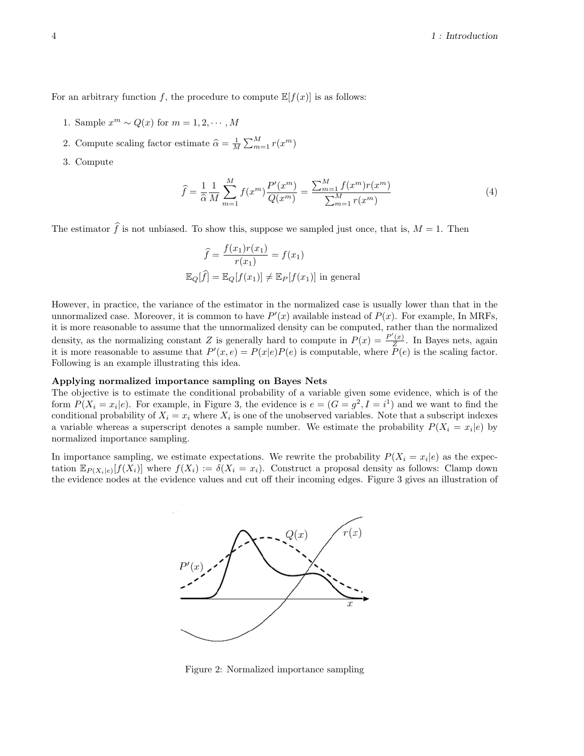For an arbitrary function $f$, the procedure to compute $\mathbb{E}[f(x)]$ is as follows:

1. Sample $x^m \sim Q(x)$ for $m = 1, 2, \cdots, M$
2. Compute scaling factor estimate $\widehat{\alpha} = \frac{1}{M}\sum_{m=1}^{M} r(x^m)$
3. Compute

$$\widehat{f} = \frac{1}{\widehat{\alpha}}\frac{1}{M}\sum_{m=1}^{M} f(x^m)\frac{P'(x^m)}{Q(x^m)} = \frac{\sum_{m=1}^{M} f(x^m) r(x^m)}{\sum_{m=1}^{M} r(x^m)} \tag{4}$$

The estimator $\widehat{f}$ is not unbiased. To show this, suppose we sampled just once, that is, $M = 1$. Then

$$\widehat{f} = \frac{f(x_1)r(x_1)}{r(x_1)} = f(x_1)$$

$$\mathbb{E}_Q[\widehat{f}] = \mathbb{E}_Q[f(x_1)] \neq \mathbb{E}_P[f(x_1)] \text{ in general}$$

However, in practice, the variance of the estimator in the normalized case is usually lower than that in the unnormalized case. Moreover, it is common to have $P'(x)$ available instead of $P(x)$. For example, In MRFs, it is more reasonable to assume that the unnormalized density can be computed, rather than the normalized density, as the normalizing constant $Z$ is generally hard to compute in $P(x) = \frac{P'(x)}{Z}$. In Bayes nets, again it is more reasonable to assume that $P'(x, e) = P(x|e)P(e)$ is computable, where $P(e)$ is the scaling factor. Following is an example illustrating this idea.

**Applying normalized importance sampling on Bayes Nets**

The objective is to estimate the conditional probability of a variable given some evidence, which is of the form $P(X_i = x_i|e)$. For example, in Figure 3, the evidence is $e = (G = g^2, I = i^1)$ and we want to find the conditional probability of $X_i = x_i$ where $X_i$ is one of the unobserved variables. Note that a subscript indexes a variable whereas a superscript denotes a sample number. We estimate the probability $P(X_i = x_i|e)$ by normalized importance sampling.

In importance sampling, we estimate expectations. We rewrite the probability $P(X_i = x_i|e)$ as the expectation $\mathbb{E}_{P(X_i|e)}[f(X_i)]$ where $f(X_i) := \delta(X_i = x_i)$. Construct a proposal density as follows: Clamp down the evidence nodes at the evidence values and cut off their incoming edges. Figure 3 gives an illustration of

Figure 2: Normalized importance sampling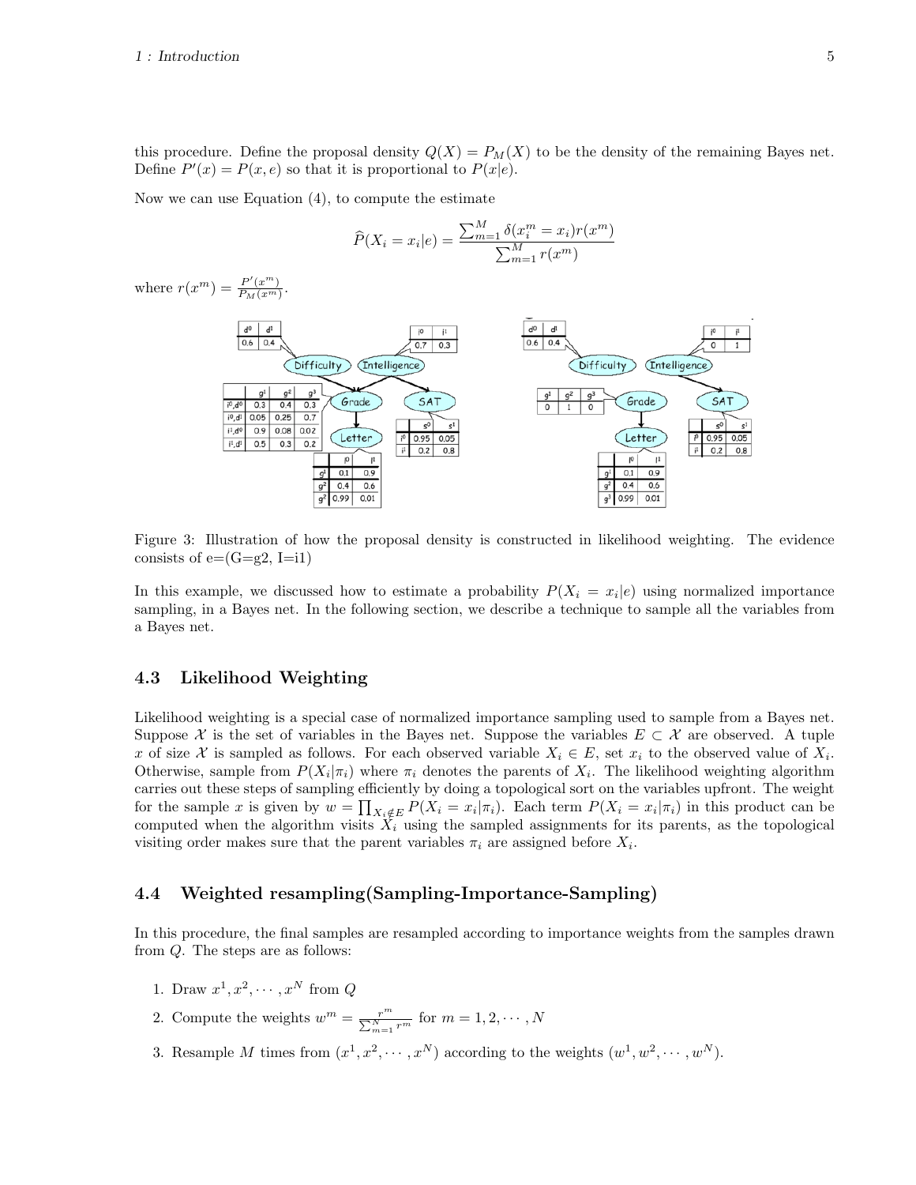this procedure. Define the proposal density $Q(X) = P_M(X)$ to be the density of the remaining Bayes net. Define $P'(x) = P(x, e)$ so that it is proportional to $P(x|e)$.

Now we can use Equation (4), to compute the estimate

$$\widehat{P}(X_i = x_i|e) = \frac{\sum_{m=1}^{M} \delta(x_i^m = x_i) r(x^m)}{\sum_{m=1}^{M} r(x^m)}$$

where $r(x^m) = \frac{P'(x^m)}{P_M(x^m)}$.

Figure 3: Illustration of how the proposal density is constructed in likelihood weighting. The evidence consists of e=(G=g2, I=i1)

In this example, we discussed how to estimate a probability $P(X_i = x_i|e)$ using normalized importance sampling, in a Bayes net. In the following section, we describe a technique to sample all the variables from a Bayes net.

### 4.3 Likelihood Weighting

Likelihood weighting is a special case of normalized importance sampling used to sample from a Bayes net. Suppose $\mathcal{X}$ is the set of variables in the Bayes net. Suppose the variables $E \subset \mathcal{X}$ are observed. A tuple $x$ of size $\mathcal{X}$ is sampled as follows. For each observed variable $X_i \in E$, set $x_i$ to the observed value of $X_i$. Otherwise, sample from $P(X_i|\pi_i)$ where $\pi_i$ denotes the parents of $X_i$. The likelihood weighting algorithm carries out these steps of sampling efficiently by doing a topological sort on the variables upfront. The weight for the sample $x$ is given by $w = \prod_{X_i \notin E} P(X_i = x_i|\pi_i)$. Each term $P(X_i = x_i|\pi_i)$ in this product can be computed when the algorithm visits $X_i$ using the sampled assignments for its parents, as the topological visiting order makes sure that the parent variables $\pi_i$ are assigned before $X_i$.

### 4.4 Weighted resampling(Sampling-Importance-Sampling)

In this procedure, the final samples are resampled according to importance weights from the samples drawn from $Q$. The steps are as follows:

1. Draw $x^1, x^2, \cdots, x^N$ from $Q$
2. Compute the weights $w^m = \frac{r^m}{\sum_{m=1}^{N} r^m}$ for $m = 1, 2, \cdots, N$
3. Resample $M$ times from $(x^1, x^2, \cdots, x^N)$ according to the weights $(w^1, w^2, \cdots, w^N)$.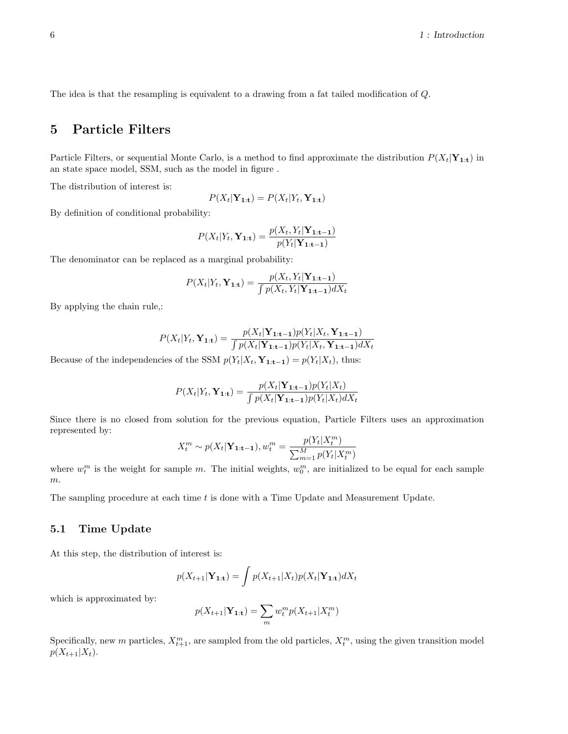The idea is that the resampling is equivalent to a drawing from a fat tailed modification of $Q$.

## 5 Particle Filters

Particle Filters, or sequential Monte Carlo, is a method to find approximate the distribution $P(X_t|\mathbf{Y_{1:t}})$ in an state space model, SSM, such as the model in figure .

The distribution of interest is:

$$P(X_t|\mathbf{Y_{1:t}}) = P(X_t|Y_t, \mathbf{Y_{1:t}})$$

By definition of conditional probability:

$$P(X_t|Y_t, \mathbf{Y_{1:t}}) = \frac{p(X_t, Y_t|\mathbf{Y_{1:t-1}})}{p(Y_t|\mathbf{Y_{1:t-1}})}$$

The denominator can be replaced as a marginal probability:

$$P(X_t|Y_t, \mathbf{Y_{1:t}}) = \frac{p(X_t, Y_t|\mathbf{Y_{1:t-1}})}{\int p(X_t, Y_t|\mathbf{Y_{1:t-1}})dX_t}$$

By applying the chain rule,:

$$P(X_t|Y_t, \mathbf{Y_{1:t}}) = \frac{p(X_t|\mathbf{Y_{1:t-1}})p(Y_t|X_t, \mathbf{Y_{1:t-1}})}{\int p(X_t|\mathbf{Y_{1:t-1}})p(Y_t|X_t, \mathbf{Y_{1:t-1}})dX_t}$$

Because of the independencies of the SSM $p(Y_t|X_t, \mathbf{Y_{1:t-1}}) = p(Y_t|X_t)$, thus:

$$P(X_t|Y_t, \mathbf{Y_{1:t}}) = \frac{p(X_t|\mathbf{Y_{1:t-1}})p(Y_t|X_t)}{\int p(X_t|\mathbf{Y_{1:t-1}})p(Y_t|X_t)dX_t}$$

Since there is no closed from solution for the previous equation, Particle Filters uses an approximation represented by:

$$X_t^m \sim p(X_t|\mathbf{Y_{1:t-1}}), w_t^m = \frac{p(Y_t|X_t^m)}{\sum_{m=1}^{M} p(Y_t|X_t^m)}$$

where $w_t^m$ is the weight for sample $m$. The initial weights, $w_0^m$, are initialized to be equal for each sample $m$.

The sampling procedure at each time $t$ is done with a Time Update and Measurement Update.

### 5.1 Time Update

At this step, the distribution of interest is:

$$p(X_{t+1}|\mathbf{Y_{1:t}}) = \int p(X_{t+1}|X_t)p(X_t|\mathbf{Y_{1:t}})dX_t$$

which is approximated by:

$$p(X_{t+1}|\mathbf{Y_{1:t}}) = \sum_m w_t^m p(X_{t+1}|X_t^m)$$

Specifically, new $m$ particles, $X_{t+1}^m$, are sampled from the old particles, $X_t^m$, using the given transition model $p(X_{t+1}|X_t)$.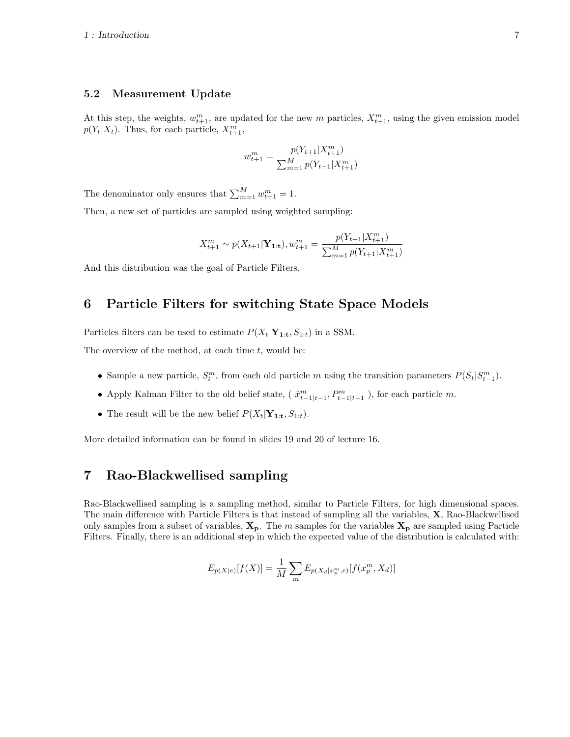### 5.2 Measurement Update

At this step, the weights, $w_{t+1}^m$, are updated for the new $m$ particles, $X_{t+1}^m$, using the given emission model $p(Y_t|X_t)$. Thus, for each particle, $X_{t+1}^m$,

$$w_{t+1}^m = \frac{p(Y_{t+1}|X_{t+1}^m)}{\sum_{m=1}^{M} p(Y_{t+1}|X_{t+1}^m)}$$

The denominator only ensures that $\sum_{m=1}^{M} w_{t+1}^m = 1$.

Then, a new set of particles are sampled using weighted sampling:

$$X_{t+1}^m \sim p(X_{t+1}|\mathbf{Y_{1:t}}), w_{t+1}^m = \frac{p(Y_{t+1}|X_{t+1}^m)}{\sum_{m=1}^{M} p(Y_{t+1}|X_{t+1}^m)}$$

And this distribution was the goal of Particle Filters.

## 6 Particle Filters for switching State Space Models

Particles filters can be used to estimate $P(X_t|\mathbf{Y_{1:t}}, S_{1:t})$ in a SSM.

The overview of the method, at each time $t$, would be:

- Sample a new particle, $S_t^m$, from each old particle $m$ using the transition parameters $P(S_t|S_{t-1}^m)$.
- Apply Kalman Filter to the old belief state, ( $\hat{x}_{t-1|t-1}^m, P_{t-1|t-1}^m$ ), for each particle $m$.
- The result will be the new belief $P(X_t|\mathbf{Y_{1:t}}, S_{1:t})$.

More detailed information can be found in slides 19 and 20 of lecture 16.

## 7 Rao-Blackwellised sampling

Rao-Blackwellised sampling is a sampling method, similar to Particle Filters, for high dimensional spaces. The main difference with Particle Filters is that instead of sampling all the variables, $\mathbf{X}$, Rao-Blackwellised only samples from a subset of variables, $\mathbf{X_p}$. The $m$ samples for the variables $\mathbf{X_p}$ are sampled using Particle Filters. Finally, there is an additional step in which the expected value of the distribution is calculated with:

$$E_{p(X|e)}[f(X)] = \frac{1}{M} \sum_{m} E_{p(X_d|x_p^m, e)}[f(x_p^m, X_d)]$$